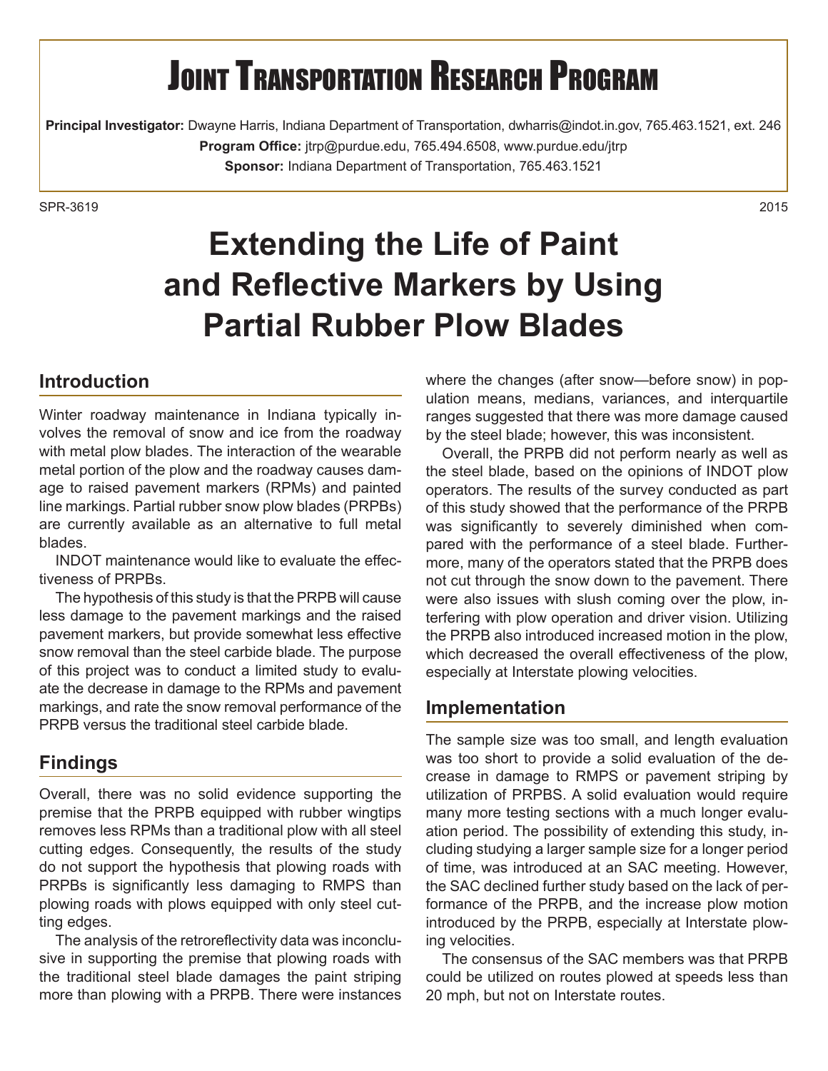# Joint Transportation Research Program

**Principal Investigator:** Dwayne Harris, Indiana Department of Transportation, dwharris@indot.in.gov, 765.463.1521, ext. 246

**Program Office:** jtrp@purdue.edu, 765.494.6508, www.purdue.edu/jtrp

**Sponsor:** Indiana Department of Transportation, 765.463.1521

SPR-3619 2015

# Extending the Life of Paint and Reflective Markers by Using Partial Rubber Plow Blades

## Introduction

Winter roadway maintenance in Indiana typically involves the removal of snow and ice from the roadway with metal plow blades. The interaction of the wearable metal portion of the plow and the roadway causes damage to raised pavement markers (RPMs) and painted line markings. Partial rubber snow plow blades (PRPBs) are currently available as an alternative to full metal blades.

INDOT maintenance would like to evaluate the effectiveness of PRPBs.

The hypothesis of this study is that the PRPB will cause less damage to the pavement markings and the raised pavement markers, but provide somewhat less effective snow removal than the steel carbide blade. The purpose of this project was to conduct a limited study to evaluate the decrease in damage to the RPMs and pavement markings, and rate the snow removal performance of the PRPB versus the traditional steel carbide blade.

## Findings

Overall, there was no solid evidence supporting the premise that the PRPB equipped with rubber wingtips removes less RPMs than a traditional plow with all steel cutting edges. Consequently, the results of the study do not support the hypothesis that plowing roads with PRPBs is significantly less damaging to RMPS than plowing roads with plows equipped with only steel cutting edges.

The analysis of the retroreflectivity data was inconclusive in supporting the premise that plowing roads with the traditional steel blade damages the paint striping more than plowing with a PRPB. There were instances where the changes (after snow—before snow) in population means, medians, variances, and interquartile ranges suggested that there was more damage caused by the steel blade; however, this was inconsistent.

Overall, the PRPB did not perform nearly as well as the steel blade, based on the opinions of INDOT plow operators. The results of the survey conducted as part of this study showed that the performance of the PRPB was significantly to severely diminished when compared with the performance of a steel blade. Furthermore, many of the operators stated that the PRPB does not cut through the snow down to the pavement. There were also issues with slush coming over the plow, interfering with plow operation and driver vision. Utilizing the PRPB also introduced increased motion in the plow, which decreased the overall effectiveness of the plow, especially at Interstate plowing velocities.

## Implementation

The sample size was too small, and length evaluation was too short to provide a solid evaluation of the decrease in damage to RMPS or pavement striping by utilization of PRPBS. A solid evaluation would require many more testing sections with a much longer evaluation period. The possibility of extending this study, including studying a larger sample size for a longer period of time, was introduced at an SAC meeting. However, the SAC declined further study based on the lack of performance of the PRPB, and the increase plow motion introduced by the PRPB, especially at Interstate plowing velocities.

The consensus of the SAC members was that PRPB could be utilized on routes plowed at speeds less than 20 mph, but not on Interstate routes.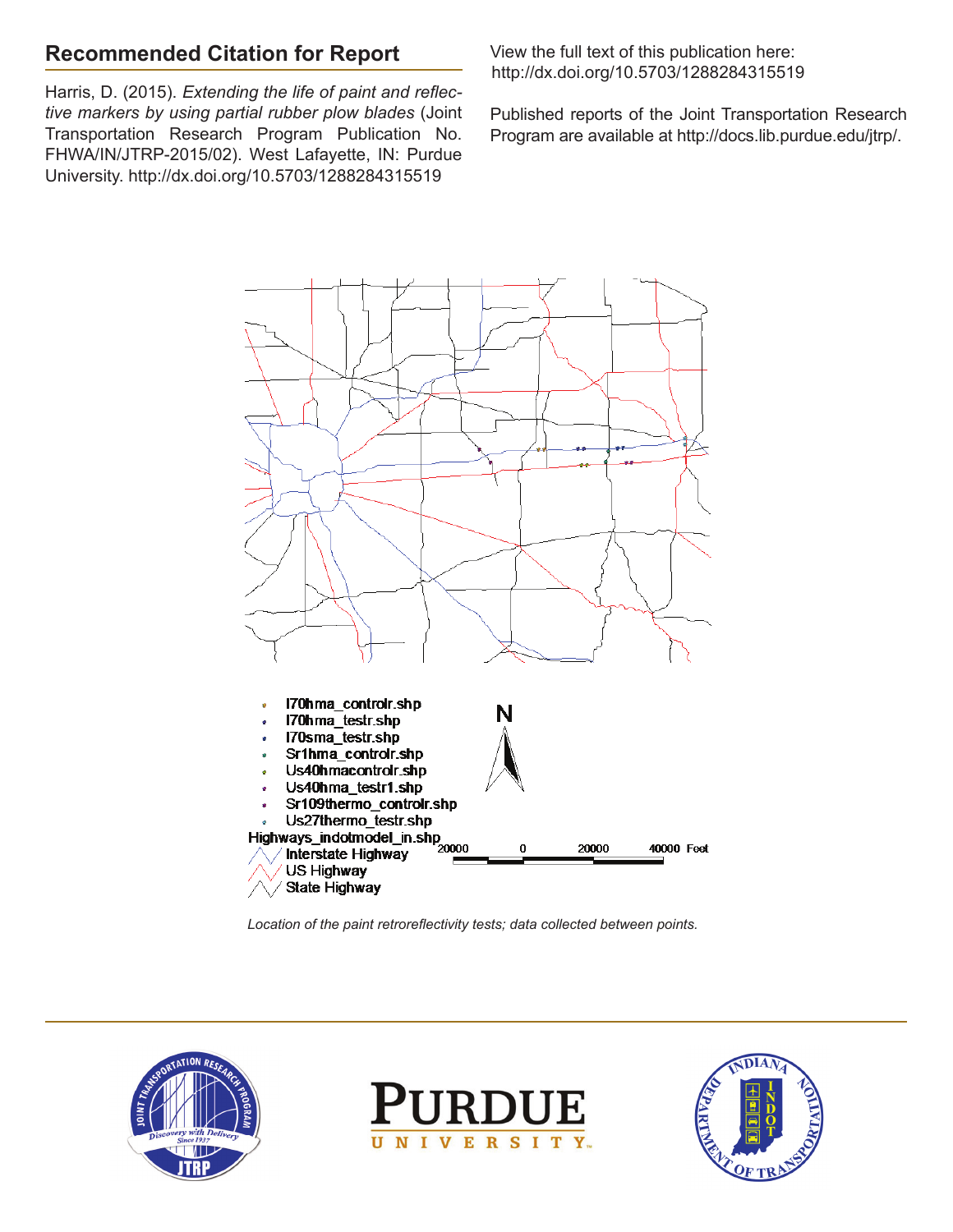## Recommended Citation for Report

Harris, D. (2015). *Extending the life of paint and reflective markers by using partial rubber plow blades* (Joint Transportation Research Program Publication No. FHWA/IN/JTRP-2015/02). West Lafayette, IN: Purdue University. http://dx.doi.org/10.5703/1288284315519

View the full text of this publication here:
http://dx.doi.org/10.5703/1288284315519

Published reports of the Joint Transportation Research Program are available at http://docs.lib.purdue.edu/jtrp/.

I70hma_controlr.shp
I70hma_testr.shp
I70sma_testr.shp
Sr1hma_controlr.shp
Us40hmacontrolr.shp
Us40hma_testr1.shp
Sr109thermo_controlr.shp
Us27thermo_testr.shp
Highways_indotmodel_in.shp
Interstate Highway
US Highway
State Highway

N

20000 0 20000 40000 Feet

*Location of the paint retroreflectivity tests; data collected between points.*